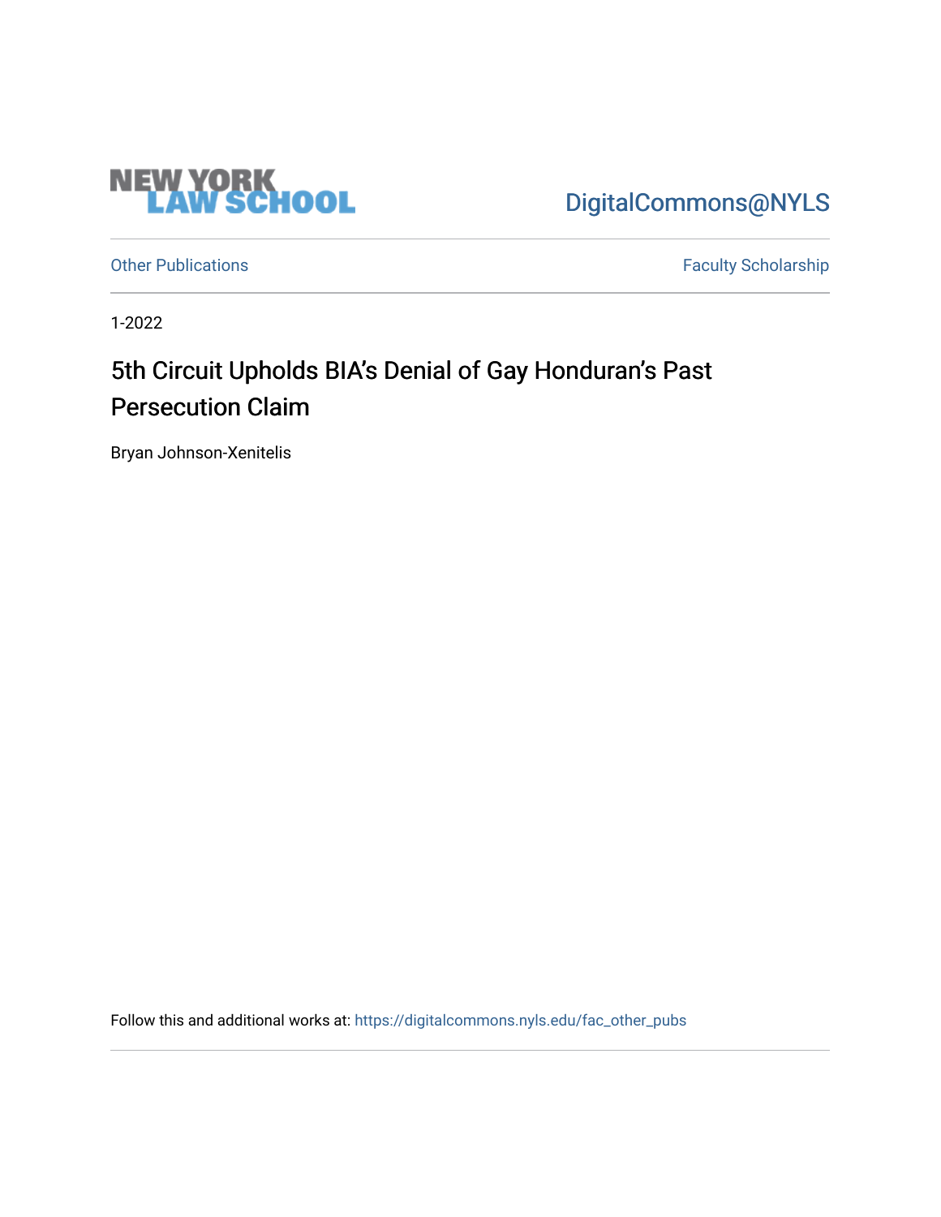NEW YORK LAW SCHOOL

DigitalCommons@NYLS

Other Publications

Faculty Scholarship

1-2022

# 5th Circuit Upholds BIA's Denial of Gay Honduran's Past Persecution Claim

Bryan Johnson-Xenitelis

Follow this and additional works at: https://digitalcommons.nyls.edu/fac_other_pubs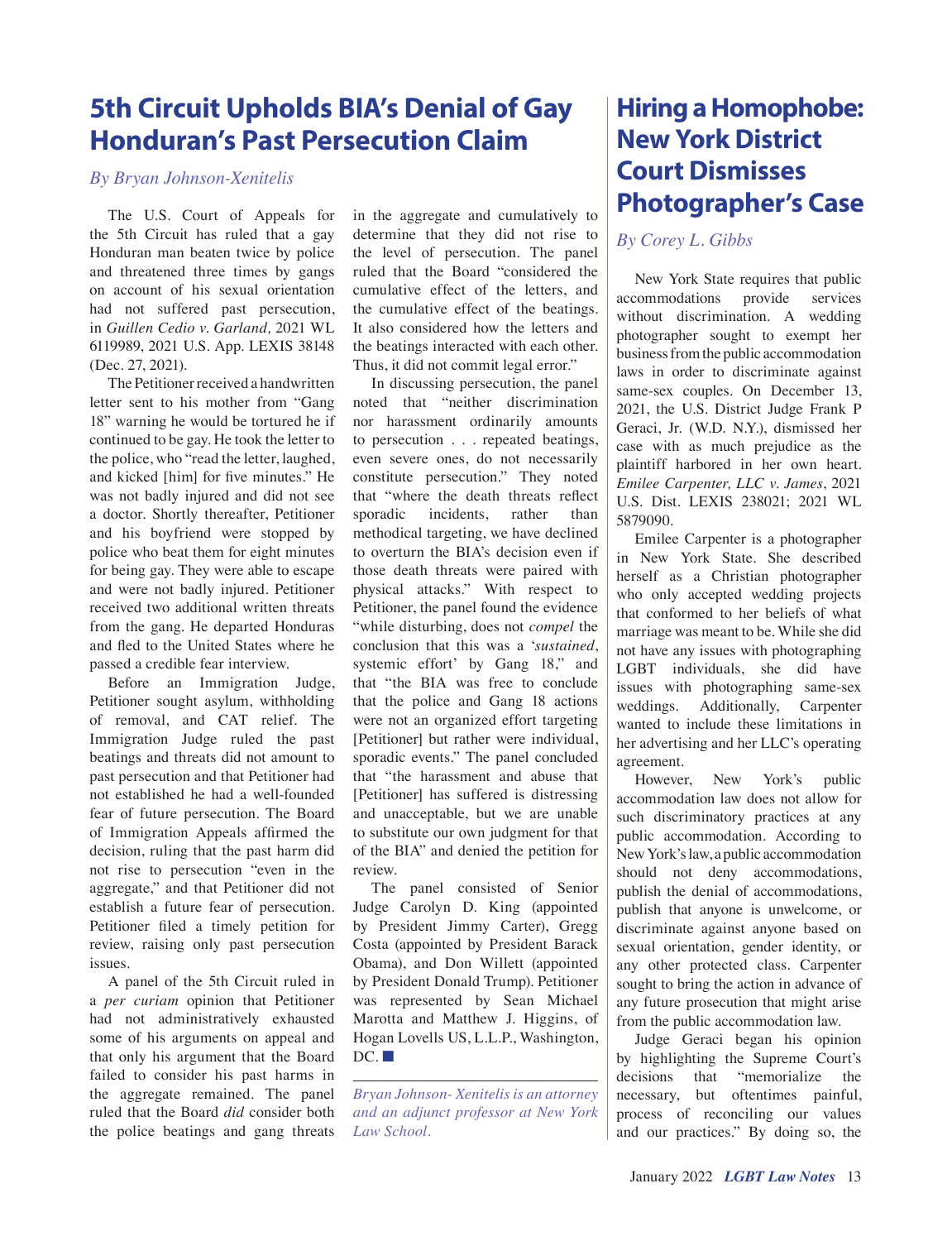# 5th Circuit Upholds BIA's Denial of Gay Honduran's Past Persecution Claim

*By Bryan Johnson-Xenitelis*

The U.S. Court of Appeals for the 5th Circuit has ruled that a gay Honduran man beaten twice by police and threatened three times by gangs on account of his sexual orientation had not suffered past persecution, in *Guillen Cedio v. Garland,* 2021 WL 6119989, 2021 U.S. App. LEXIS 38148 (Dec. 27, 2021).

The Petitioner received a handwritten letter sent to his mother from "Gang 18" warning he would be tortured he if continued to be gay. He took the letter to the police, who "read the letter, laughed, and kicked [him] for five minutes." He was not badly injured and did not see a doctor. Shortly thereafter, Petitioner and his boyfriend were stopped by police who beat them for eight minutes for being gay. They were able to escape and were not badly injured. Petitioner received two additional written threats from the gang. He departed Honduras and fled to the United States where he passed a credible fear interview.

Before an Immigration Judge, Petitioner sought asylum, withholding of removal, and CAT relief. The Immigration Judge ruled the past beatings and threats did not amount to past persecution and that Petitioner had not established he had a well-founded fear of future persecution. The Board of Immigration Appeals affirmed the decision, ruling that the past harm did not rise to persecution "even in the aggregate," and that Petitioner did not establish a future fear of persecution. Petitioner filed a timely petition for review, raising only past persecution issues.

A panel of the 5th Circuit ruled in a *per curiam* opinion that Petitioner had not administratively exhausted some of his arguments on appeal and that only his argument that the Board failed to consider his past harms in the aggregate remained. The panel ruled that the Board *did* consider both the police beatings and gang threats in the aggregate and cumulatively to determine that they did not rise to the level of persecution. The panel ruled that the Board "considered the cumulative effect of the letters, and the cumulative effect of the beatings. It also considered how the letters and the beatings interacted with each other. Thus, it did not commit legal error."

In discussing persecution, the panel noted that "neither discrimination nor harassment ordinarily amounts to persecution . . . repeated beatings, even severe ones, do not necessarily constitute persecution." They noted that "where the death threats reflect sporadic incidents, rather than methodical targeting, we have declined to overturn the BIA's decision even if those death threats were paired with physical attacks." With respect to Petitioner, the panel found the evidence "while disturbing, does not *compel* the conclusion that this was a '*sustained*, systemic effort' by Gang 18," and that "the BIA was free to conclude that the police and Gang 18 actions were not an organized effort targeting [Petitioner] but rather were individual, sporadic events." The panel concluded that "the harassment and abuse that [Petitioner] has suffered is distressing and unacceptable, but we are unable to substitute our own judgment for that of the BIA" and denied the petition for review.

The panel consisted of Senior Judge Carolyn D. King (appointed by President Jimmy Carter), Gregg Costa (appointed by President Barack Obama), and Don Willett (appointed by President Donald Trump). Petitioner was represented by Sean Michael Marotta and Matthew J. Higgins, of Hogan Lovells US, L.L.P., Washington, DC. ■

*Bryan Johnson- Xenitelis is an attorney and an adjunct professor at New York Law School.*

# Hiring a Homophobe: New York District Court Dismisses Photographer's Case

*By Corey L. Gibbs*

New York State requires that public accommodations provide services without discrimination. A wedding photographer sought to exempt her business from the public accommodation laws in order to discriminate against same-sex couples. On December 13, 2021, the U.S. District Judge Frank P Geraci, Jr. (W.D. N.Y.), dismissed her case with as much prejudice as the plaintiff harbored in her own heart. *Emilee Carpenter, LLC v. James*, 2021 U.S. Dist. LEXIS 238021; 2021 WL 5879090.

Emilee Carpenter is a photographer in New York State. She described herself as a Christian photographer who only accepted wedding projects that conformed to her beliefs of what marriage was meant to be. While she did not have any issues with photographing LGBT individuals, she did have issues with photographing same-sex weddings. Additionally, Carpenter wanted to include these limitations in her advertising and her LLC's operating agreement.

However, New York's public accommodation law does not allow for such discriminatory practices at any public accommodation. According to New York's law, a public accommodation should not deny accommodations, publish the denial of accommodations, publish that anyone is unwelcome, or discriminate against anyone based on sexual orientation, gender identity, or any other protected class. Carpenter sought to bring the action in advance of any future prosecution that might arise from the public accommodation law.

Judge Geraci began his opinion by highlighting the Supreme Court's decisions that "memorialize the necessary, but oftentimes painful, process of reconciling our values and our practices." By doing so, the